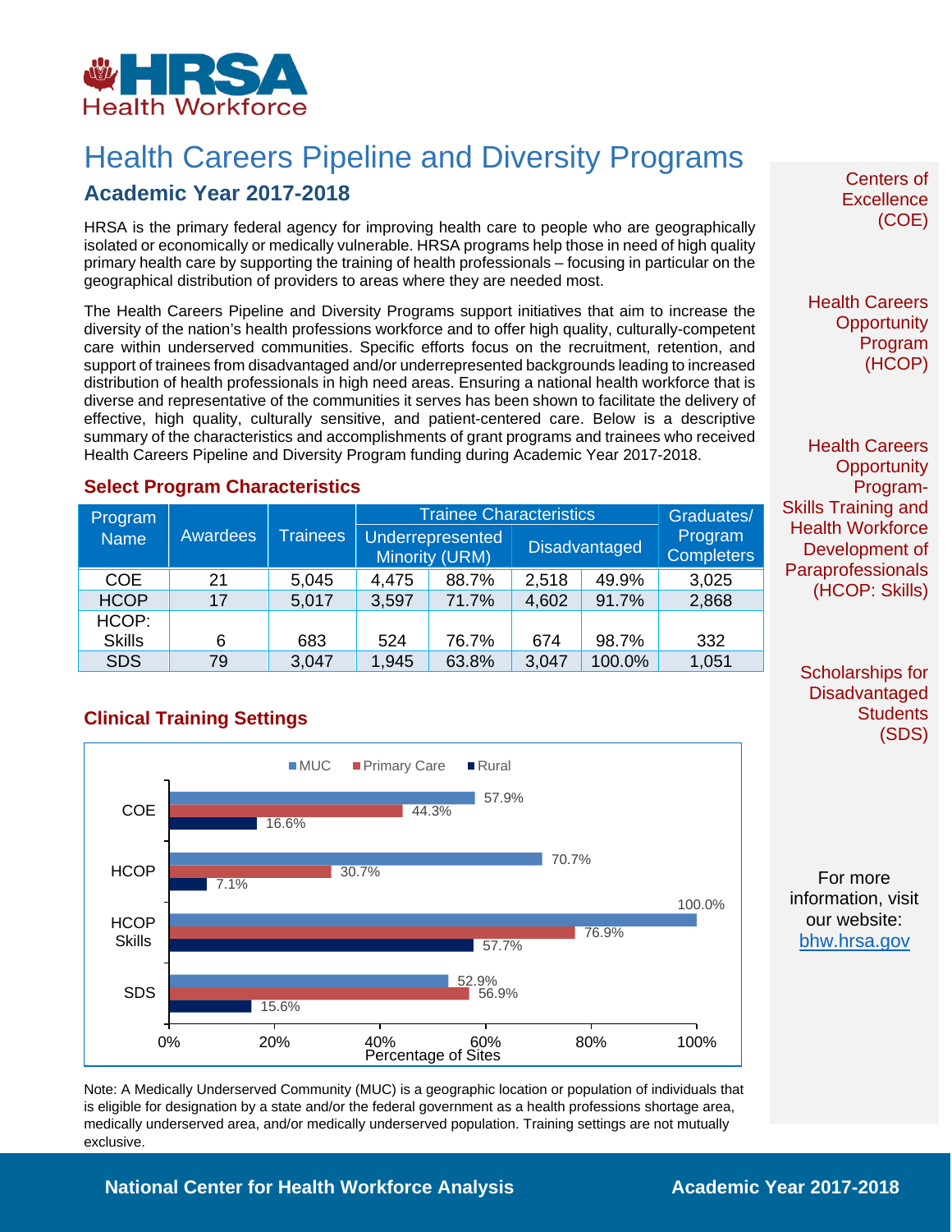# Health Careers Pipeline and Diversity Programs

## Academic Year 2017-2018

HRSA is the primary federal agency for improving health care to people who are geographically isolated or economically or medically vulnerable. HRSA programs help those in need of high quality primary health care by supporting the training of health professionals – focusing in particular on the geographical distribution of providers to areas where they are needed most.

The Health Careers Pipeline and Diversity Programs support initiatives that aim to increase the diversity of the nation's health professions workforce and to offer high quality, culturally-competent care within underserved communities. Specific efforts focus on the recruitment, retention, and support of trainees from disadvantaged and/or underrepresented backgrounds leading to increased distribution of health professionals in high need areas. Ensuring a national health workforce that is diverse and representative of the communities it serves has been shown to facilitate the delivery of effective, high quality, culturally sensitive, and patient-centered care. Below is a descriptive summary of the characteristics and accomplishments of grant programs and trainees who received Health Careers Pipeline and Diversity Program funding during Academic Year 2017-2018.

### Select Program Characteristics

| Program Name | Awardees | Trainees | Trainee Characteristics | | | | Graduates/ Program Completers |
|---|---|---|---|---|---|---|---|
| | | | Underrepresented Minority (URM) | | Disadvantaged | | |
| COE | 21 | 5,045 | 4,475 | 88.7% | 2,518 | 49.9% | 3,025 |
| HCOP | 17 | 5,017 | 3,597 | 71.7% | 4,602 | 91.7% | 2,868 |
| HCOP: Skills | 6 | 683 | 524 | 76.7% | 674 | 98.7% | 332 |
| SDS | 79 | 3,047 | 1,945 | 63.8% | 3,047 | 100.0% | 1,051 |

### Clinical Training Settings

| Program | MUC | Primary Care | Rural |
|---|---|---|---|
| COE | 57.9% | 44.3% | 16.6% |
| HCOP | 70.7% | 30.7% | 7.1% |
| HCOP Skills | 100.0% | 76.9% | 57.7% |
| SDS | 52.9% | 56.9% | 15.6% |

Percentage of Sites

Note: A Medically Underserved Community (MUC) is a geographic location or population of individuals that is eligible for designation by a state and/or the federal government as a health professions shortage area, medically underserved area, and/or medically underserved population. Training settings are not mutually exclusive.

Centers of Excellence (COE)

Health Careers Opportunity Program (HCOP)

Health Careers Opportunity Program-Skills Training and Health Workforce Development of Paraprofessionals (HCOP: Skills)

Scholarships for Disadvantaged Students (SDS)

For more information, visit our website: bhw.hrsa.gov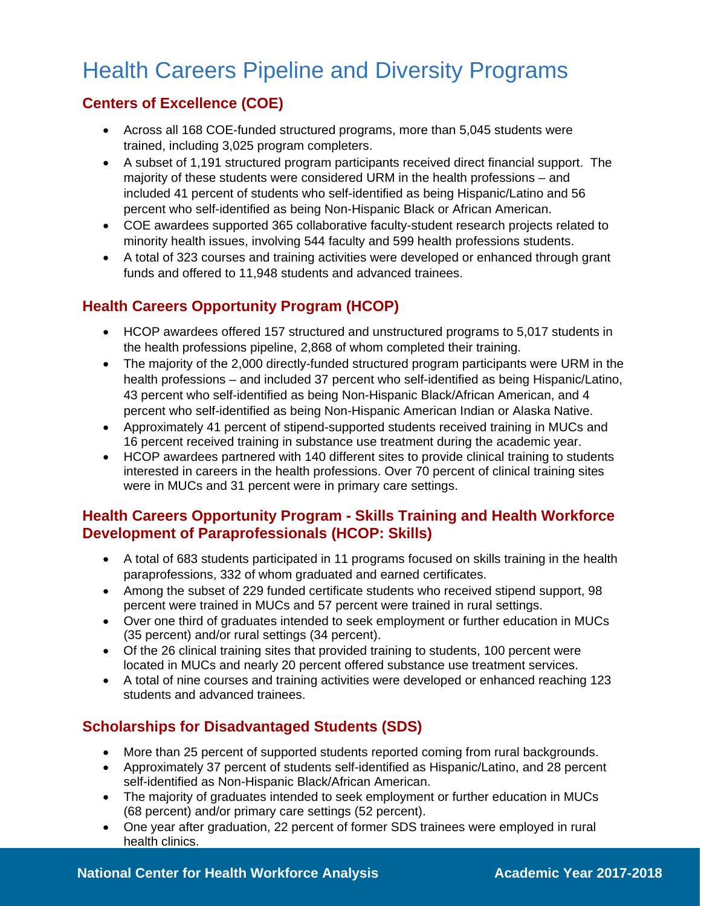# Health Careers Pipeline and Diversity Programs

## Centers of Excellence (COE)

- Across all 168 COE-funded structured programs, more than 5,045 students were trained, including 3,025 program completers.
- A subset of 1,191 structured program participants received direct financial support. The majority of these students were considered URM in the health professions – and included 41 percent of students who self-identified as being Hispanic/Latino and 56 percent who self-identified as being Non-Hispanic Black or African American.
- COE awardees supported 365 collaborative faculty-student research projects related to minority health issues, involving 544 faculty and 599 health professions students.
- A total of 323 courses and training activities were developed or enhanced through grant funds and offered to 11,948 students and advanced trainees.

## Health Careers Opportunity Program (HCOP)

- HCOP awardees offered 157 structured and unstructured programs to 5,017 students in the health professions pipeline, 2,868 of whom completed their training.
- The majority of the 2,000 directly-funded structured program participants were URM in the health professions – and included 37 percent who self-identified as being Hispanic/Latino, 43 percent who self-identified as being Non-Hispanic Black/African American, and 4 percent who self-identified as being Non-Hispanic American Indian or Alaska Native.
- Approximately 41 percent of stipend-supported students received training in MUCs and 16 percent received training in substance use treatment during the academic year.
- HCOP awardees partnered with 140 different sites to provide clinical training to students interested in careers in the health professions. Over 70 percent of clinical training sites were in MUCs and 31 percent were in primary care settings.

## Health Careers Opportunity Program - Skills Training and Health Workforce Development of Paraprofessionals (HCOP: Skills)

- A total of 683 students participated in 11 programs focused on skills training in the health paraprofessions, 332 of whom graduated and earned certificates.
- Among the subset of 229 funded certificate students who received stipend support, 98 percent were trained in MUCs and 57 percent were trained in rural settings.
- Over one third of graduates intended to seek employment or further education in MUCs (35 percent) and/or rural settings (34 percent).
- Of the 26 clinical training sites that provided training to students, 100 percent were located in MUCs and nearly 20 percent offered substance use treatment services.
- A total of nine courses and training activities were developed or enhanced reaching 123 students and advanced trainees.

## Scholarships for Disadvantaged Students (SDS)

- More than 25 percent of supported students reported coming from rural backgrounds.
- Approximately 37 percent of students self-identified as Hispanic/Latino, and 28 percent self-identified as Non-Hispanic Black/African American.
- The majority of graduates intended to seek employment or further education in MUCs (68 percent) and/or primary care settings (52 percent).
- One year after graduation, 22 percent of former SDS trainees were employed in rural health clinics.